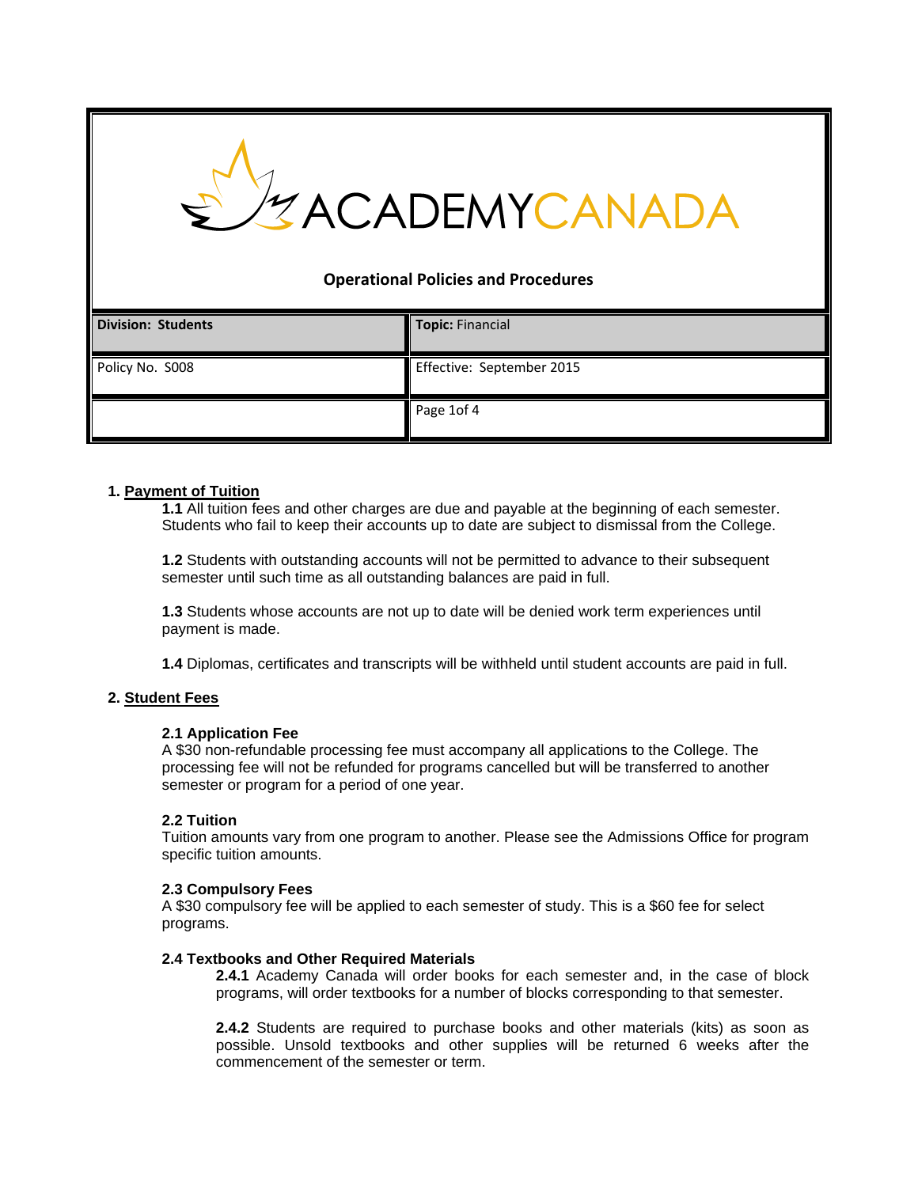# ACADEMYCANADA

## Operational Policies and Procedures

| **Division: Students** | **Topic:** Financial |
|---|---|
| Policy No. S008 | Effective: September 2015 |
| | Page 1of 4 |

## 1. Payment of Tuition

**1.1** All tuition fees and other charges are due and payable at the beginning of each semester. Students who fail to keep their accounts up to date are subject to dismissal from the College.

**1.2** Students with outstanding accounts will not be permitted to advance to their subsequent semester until such time as all outstanding balances are paid in full.

**1.3** Students whose accounts are not up to date will be denied work term experiences until payment is made.

**1.4** Diplomas, certificates and transcripts will be withheld until student accounts are paid in full.

## 2. Student Fees

### 2.1 Application Fee

A $30 non-refundable processing fee must accompany all applications to the College. The processing fee will not be refunded for programs cancelled but will be transferred to another semester or program for a period of one year.

### 2.2 Tuition

Tuition amounts vary from one program to another. Please see the Admissions Office for program specific tuition amounts.

### 2.3 Compulsory Fees

A $30 compulsory fee will be applied to each semester of study. This is a $60 fee for select programs.

### 2.4 Textbooks and Other Required Materials

**2.4.1** Academy Canada will order books for each semester and, in the case of block programs, will order textbooks for a number of blocks corresponding to that semester.

**2.4.2** Students are required to purchase books and other materials (kits) as soon as possible. Unsold textbooks and other supplies will be returned 6 weeks after the commencement of the semester or term.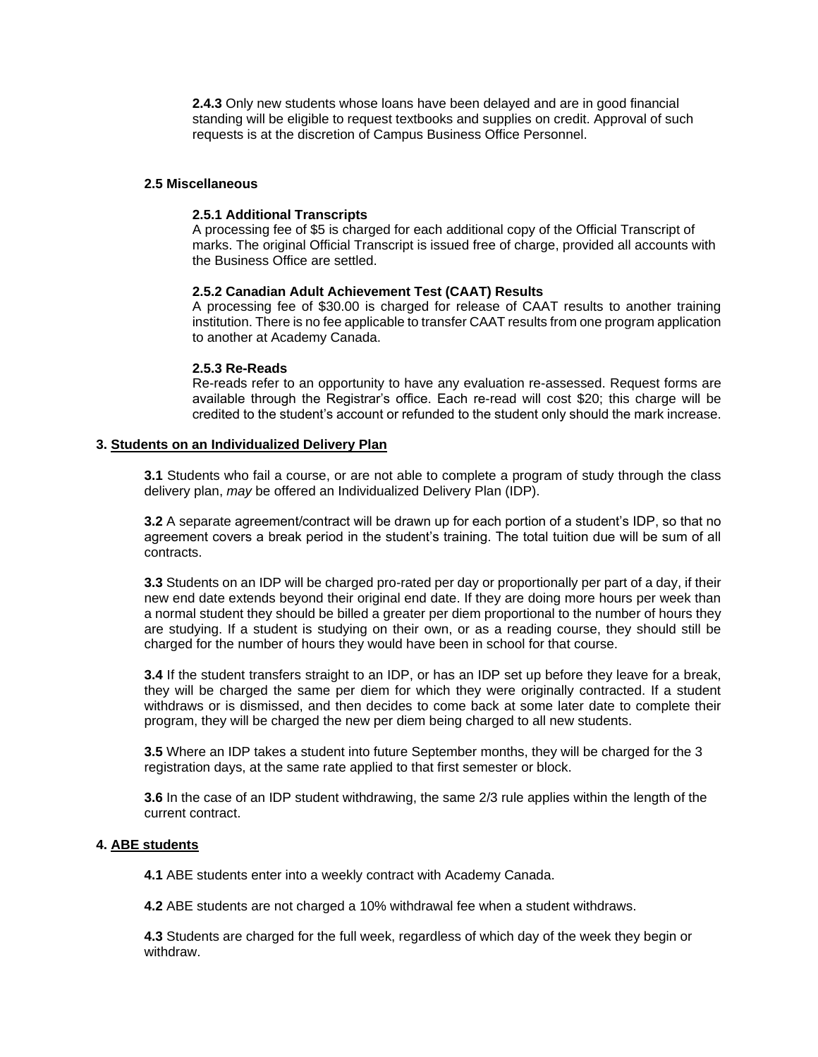**2.4.3** Only new students whose loans have been delayed and are in good financial standing will be eligible to request textbooks and supplies on credit. Approval of such requests is at the discretion of Campus Business Office Personnel.

### 2.5 Miscellaneous

#### 2.5.1 Additional Transcripts

A processing fee of $5 is charged for each additional copy of the Official Transcript of marks. The original Official Transcript is issued free of charge, provided all accounts with the Business Office are settled.

#### 2.5.2 Canadian Adult Achievement Test (CAAT) Results

A processing fee of $30.00 is charged for release of CAAT results to another training institution. There is no fee applicable to transfer CAAT results from one program application to another at Academy Canada.

#### 2.5.3 Re-Reads

Re-reads refer to an opportunity to have any evaluation re-assessed. Request forms are available through the Registrar's office. Each re-read will cost $20; this charge will be credited to the student's account or refunded to the student only should the mark increase.

## 3. Students on an Individualized Delivery Plan

**3.1** Students who fail a course, or are not able to complete a program of study through the class delivery plan, *may* be offered an Individualized Delivery Plan (IDP).

**3.2** A separate agreement/contract will be drawn up for each portion of a student's IDP, so that no agreement covers a break period in the student's training. The total tuition due will be sum of all contracts.

**3.3** Students on an IDP will be charged pro-rated per day or proportionally per part of a day, if their new end date extends beyond their original end date. If they are doing more hours per week than a normal student they should be billed a greater per diem proportional to the number of hours they are studying. If a student is studying on their own, or as a reading course, they should still be charged for the number of hours they would have been in school for that course.

**3.4** If the student transfers straight to an IDP, or has an IDP set up before they leave for a break, they will be charged the same per diem for which they were originally contracted. If a student withdraws or is dismissed, and then decides to come back at some later date to complete their program, they will be charged the new per diem being charged to all new students.

**3.5** Where an IDP takes a student into future September months, they will be charged for the 3 registration days, at the same rate applied to that first semester or block.

**3.6** In the case of an IDP student withdrawing, the same 2/3 rule applies within the length of the current contract.

## 4. ABE students

**4.1** ABE students enter into a weekly contract with Academy Canada.

**4.2** ABE students are not charged a 10% withdrawal fee when a student withdraws.

**4.3** Students are charged for the full week, regardless of which day of the week they begin or withdraw.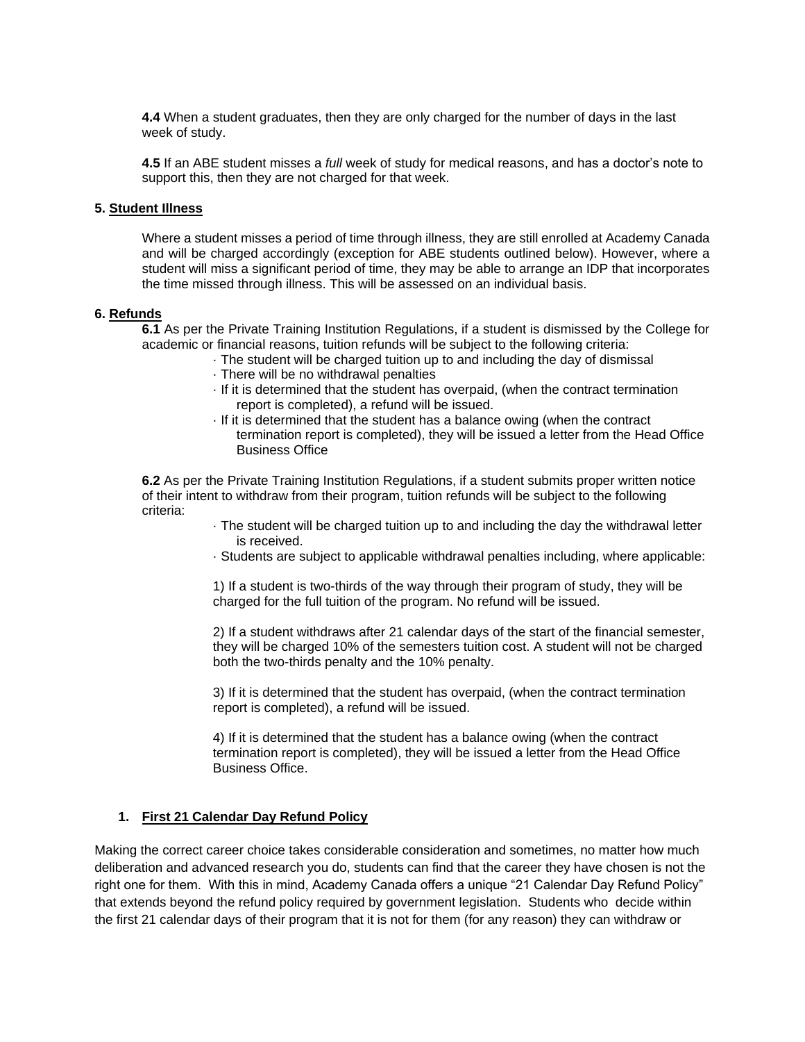**4.4** When a student graduates, then they are only charged for the number of days in the last week of study.

**4.5** If an ABE student misses a *full* week of study for medical reasons, and has a doctor's note to support this, then they are not charged for that week.

**5. Student Illness**

Where a student misses a period of time through illness, they are still enrolled at Academy Canada and will be charged accordingly (exception for ABE students outlined below). However, where a student will miss a significant period of time, they may be able to arrange an IDP that incorporates the time missed through illness. This will be assessed on an individual basis.

**6. Refunds**

**6.1** As per the Private Training Institution Regulations, if a student is dismissed by the College for academic or financial reasons, tuition refunds will be subject to the following criteria:

- The student will be charged tuition up to and including the day of dismissal
- There will be no withdrawal penalties
- If it is determined that the student has overpaid, (when the contract termination report is completed), a refund will be issued.
- If it is determined that the student has a balance owing (when the contract termination report is completed), they will be issued a letter from the Head Office Business Office

**6.2** As per the Private Training Institution Regulations, if a student submits proper written notice of their intent to withdraw from their program, tuition refunds will be subject to the following criteria:

- The student will be charged tuition up to and including the day the withdrawal letter is received.
- Students are subject to applicable withdrawal penalties including, where applicable:

1) If a student is two-thirds of the way through their program of study, they will be charged for the full tuition of the program. No refund will be issued.

2) If a student withdraws after 21 calendar days of the start of the financial semester, they will be charged 10% of the semesters tuition cost. A student will not be charged both the two-thirds penalty and the 10% penalty.

3) If it is determined that the student has overpaid, (when the contract termination report is completed), a refund will be issued.

4) If it is determined that the student has a balance owing (when the contract termination report is completed), they will be issued a letter from the Head Office Business Office.

**1. First 21 Calendar Day Refund Policy**

Making the correct career choice takes considerable consideration and sometimes, no matter how much deliberation and advanced research you do, students can find that the career they have chosen is not the right one for them. With this in mind, Academy Canada offers a unique "21 Calendar Day Refund Policy" that extends beyond the refund policy required by government legislation. Students who decide within the first 21 calendar days of their program that it is not for them (for any reason) they can withdraw or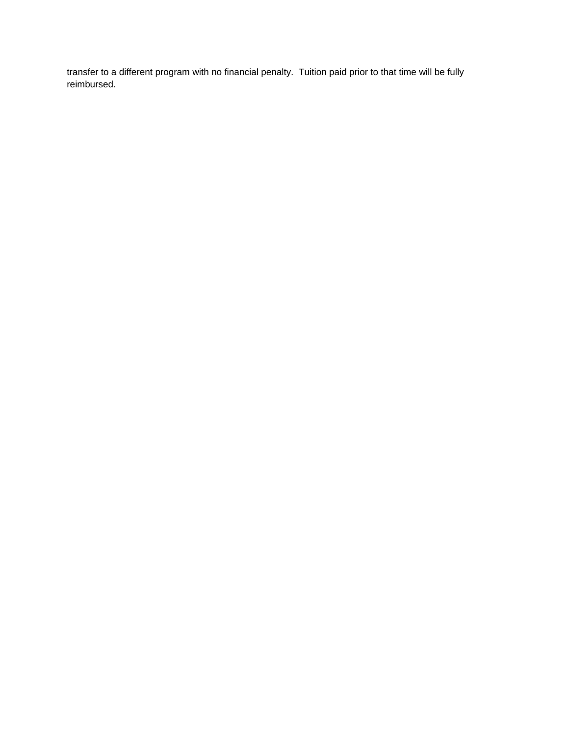transfer to a different program with no financial penalty. Tuition paid prior to that time will be fully reimbursed.